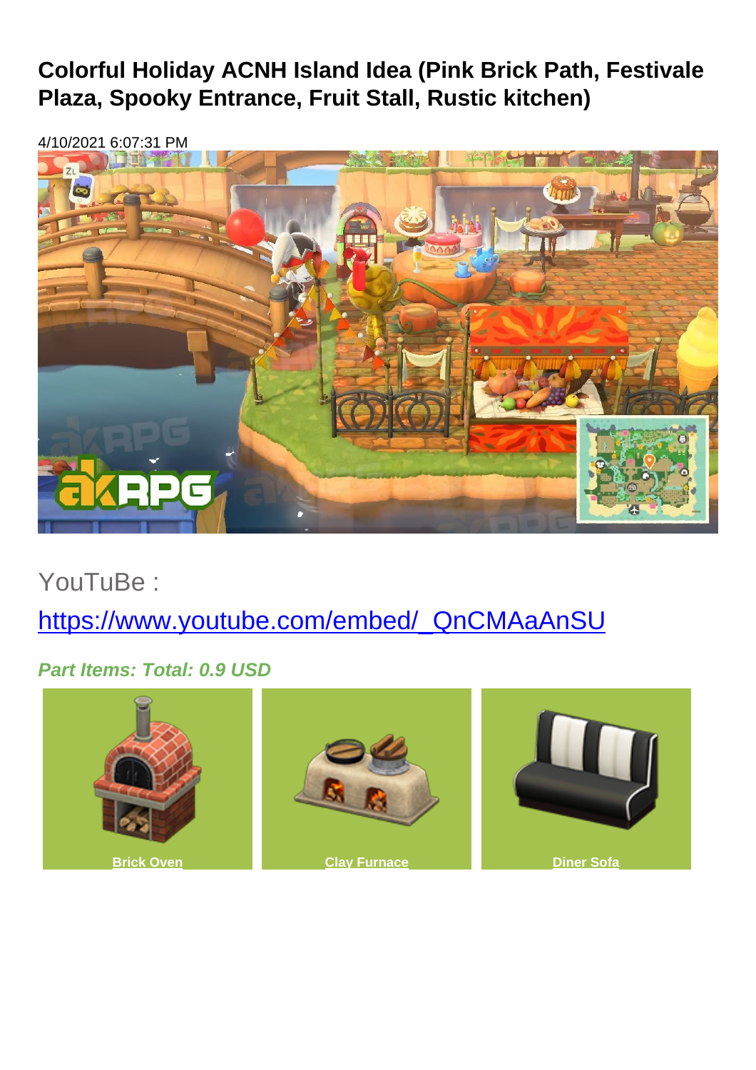# Colorful Holiday ACNH Island Idea (Pink Brick Path, Festivale Plaza, Spooky Entrance, Fruit Stall, Rustic kitchen)

4/10/2021 6:07:31 PM

YouTuBe :

https://www.youtube.com/embed/_QnCMAaAnSU

***Part Items: Total: 0.9 USD***

**Brick Oven**

**Clay Furnace**

**Diner Sofa**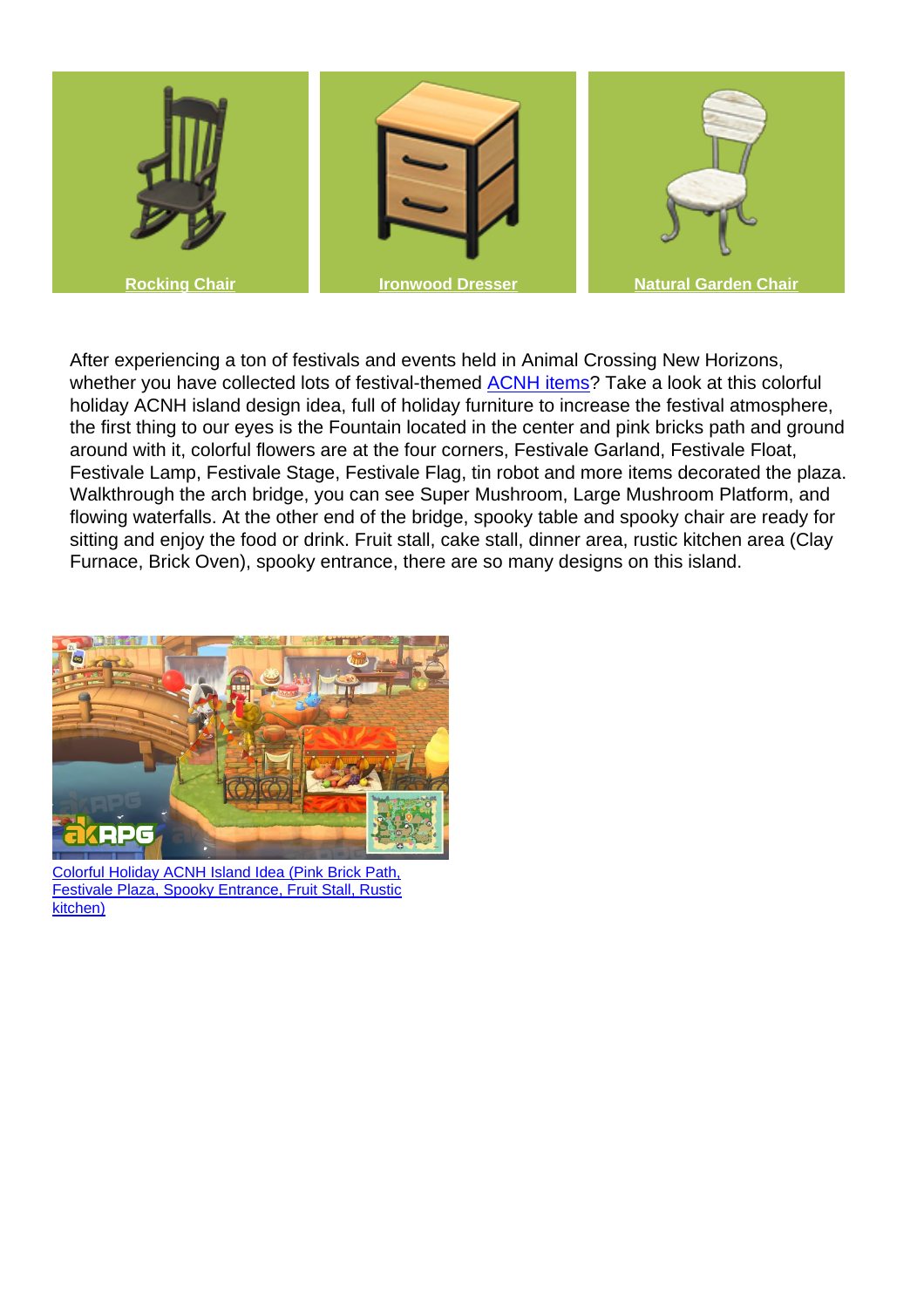[Rocking Chair] [Ironwood Dresser] [Natural Garden Chair]

After experiencing a ton of festivals and events held in Animal Crossing New Horizons, whether you have collected lots of festival-themed [ACNH items]? Take a look at this colorful holiday ACNH island design idea, full of holiday furniture to increase the festival atmosphere, the first thing to our eyes is the Fountain located in the center and pink bricks path and ground around with it, colorful flowers are at the four corners, Festivale Garland, Festivale Float, Festivale Lamp, Festivale Stage, Festivale Flag, tin robot and more items decorated the plaza. Walkthrough the arch bridge, you can see Super Mushroom, Large Mushroom Platform, and flowing waterfalls. At the other end of the bridge, spooky table and spooky chair are ready for sitting and enjoy the food or drink. Fruit stall, cake stall, dinner area, rustic kitchen area (Clay Furnace, Brick Oven), spooky entrance, there are so many designs on this island.

[Colorful Holiday ACNH Island Idea (Pink Brick Path, Festivale Plaza, Spooky Entrance, Fruit Stall, Rustic kitchen)]